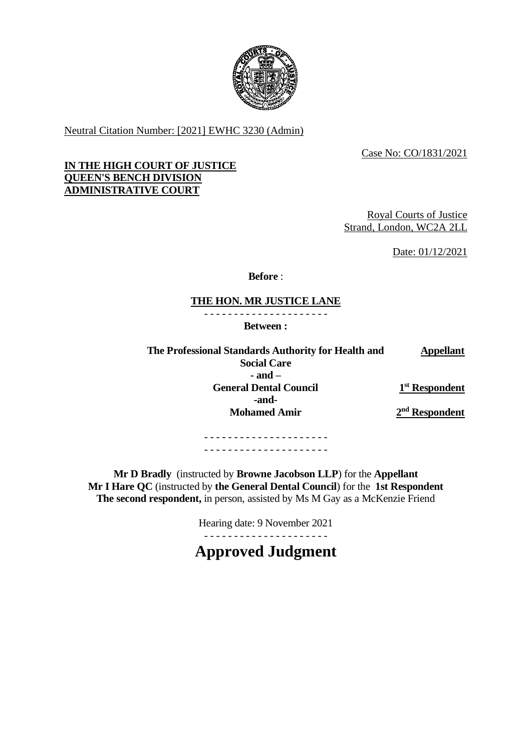Neutral Citation Number: [2021] EWHC 3230 (Admin)

Case No: CO/1831/2021

**IN THE HIGH COURT OF JUSTICE**
**QUEEN'S BENCH DIVISION**
**ADMINISTRATIVE COURT**

Royal Courts of Justice
Strand, London, WC2A 2LL

Date: 01/12/2021

**Before** :

**THE HON. MR JUSTICE LANE**

- - - - - - - - - - - - - - - - - - - - -

**Between :**

| | |
|---|---|
| **The Professional Standards Authority for Health and Social Care** | **Appellant** |
| **- and –** | |
| **General Dental Council** | **1st Respondent** |
| **-and-** | |
| **Mohamed Amir** | **2nd Respondent** |

- - - - - - - - - - - - - - - - - - - - -
- - - - - - - - - - - - - - - - - - - - -

**Mr D Bradly** (instructed by **Browne Jacobson LLP**) for the **Appellant**
**Mr I Hare QC** (instructed by **the General Dental Council**) for the **1st Respondent**
**The second respondent,** in person, assisted by Ms M Gay as a McKenzie Friend

Hearing date: 9 November 2021

- - - - - - - - - - - - - - - - - - - - -

# Approved Judgment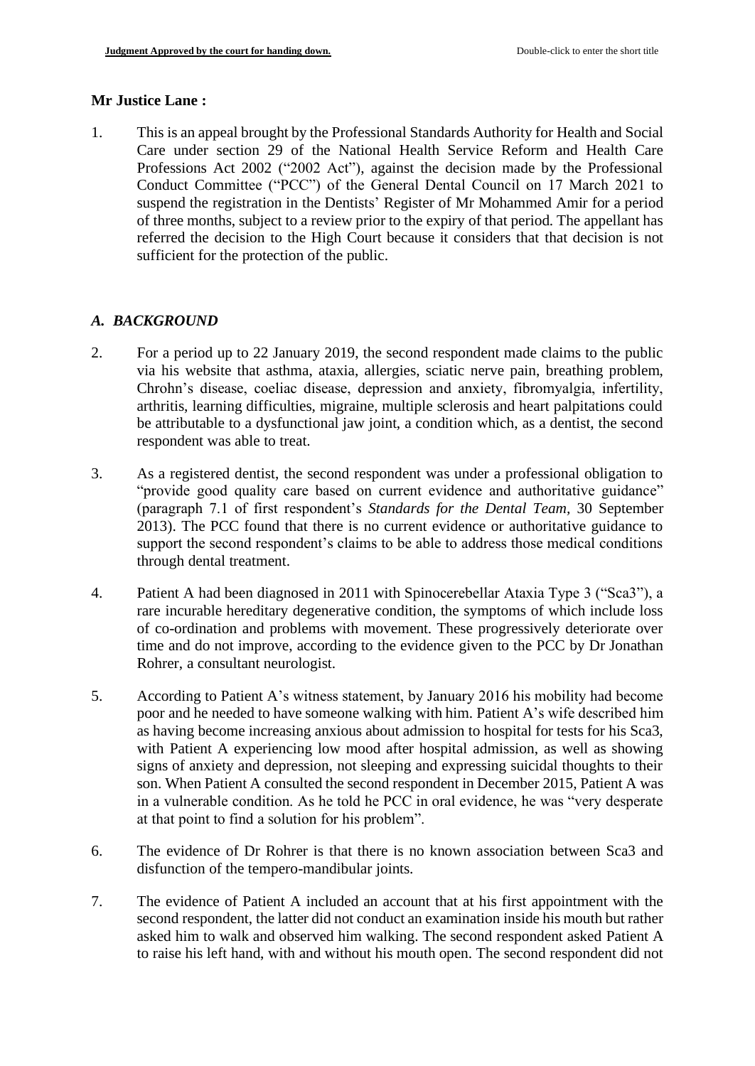**Mr Justice Lane :**

1. This is an appeal brought by the Professional Standards Authority for Health and Social Care under section 29 of the National Health Service Reform and Health Care Professions Act 2002 ("2002 Act"), against the decision made by the Professional Conduct Committee ("PCC") of the General Dental Council on 17 March 2021 to suspend the registration in the Dentists' Register of Mr Mohammed Amir for a period of three months, subject to a review prior to the expiry of that period. The appellant has referred the decision to the High Court because it considers that that decision is not sufficient for the protection of the public.

## *A. BACKGROUND*

2. For a period up to 22 January 2019, the second respondent made claims to the public via his website that asthma, ataxia, allergies, sciatic nerve pain, breathing problem, Chrohn's disease, coeliac disease, depression and anxiety, fibromyalgia, infertility, arthritis, learning difficulties, migraine, multiple sclerosis and heart palpitations could be attributable to a dysfunctional jaw joint, a condition which, as a dentist, the second respondent was able to treat.

3. As a registered dentist, the second respondent was under a professional obligation to "provide good quality care based on current evidence and authoritative guidance" (paragraph 7.1 of first respondent's *Standards for the Dental Team*, 30 September 2013). The PCC found that there is no current evidence or authoritative guidance to support the second respondent's claims to be able to address those medical conditions through dental treatment.

4. Patient A had been diagnosed in 2011 with Spinocerebellar Ataxia Type 3 ("Sca3"), a rare incurable hereditary degenerative condition, the symptoms of which include loss of co-ordination and problems with movement. These progressively deteriorate over time and do not improve, according to the evidence given to the PCC by Dr Jonathan Rohrer, a consultant neurologist.

5. According to Patient A's witness statement, by January 2016 his mobility had become poor and he needed to have someone walking with him. Patient A's wife described him as having become increasing anxious about admission to hospital for tests for his Sca3, with Patient A experiencing low mood after hospital admission, as well as showing signs of anxiety and depression, not sleeping and expressing suicidal thoughts to their son. When Patient A consulted the second respondent in December 2015, Patient A was in a vulnerable condition. As he told he PCC in oral evidence, he was "very desperate at that point to find a solution for his problem".

6. The evidence of Dr Rohrer is that there is no known association between Sca3 and disfunction of the tempero-mandibular joints.

7. The evidence of Patient A included an account that at his first appointment with the second respondent, the latter did not conduct an examination inside his mouth but rather asked him to walk and observed him walking. The second respondent asked Patient A to raise his left hand, with and without his mouth open. The second respondent did not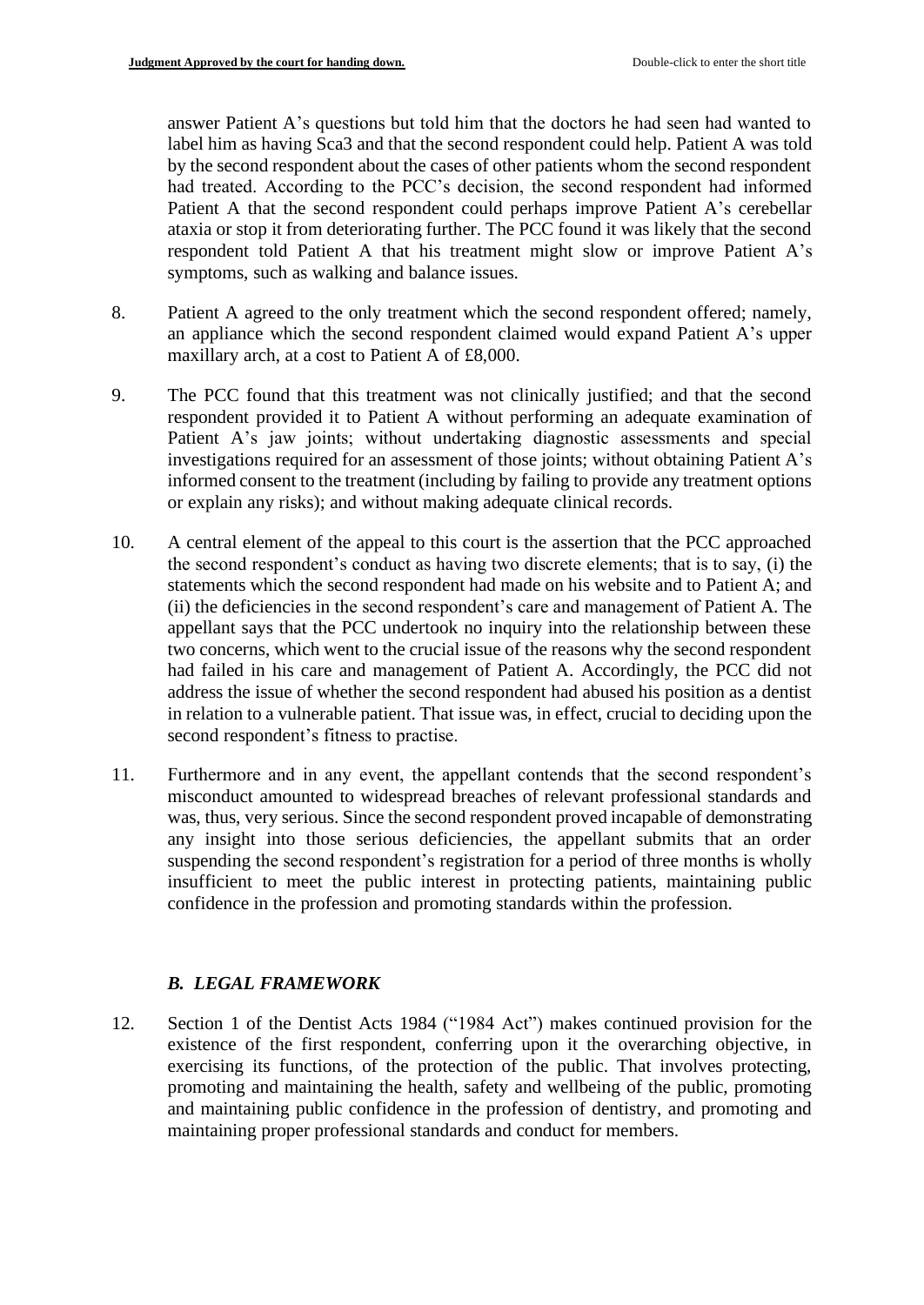answer Patient A's questions but told him that the doctors he had seen had wanted to label him as having Sca3 and that the second respondent could help. Patient A was told by the second respondent about the cases of other patients whom the second respondent had treated. According to the PCC's decision, the second respondent had informed Patient A that the second respondent could perhaps improve Patient A's cerebellar ataxia or stop it from deteriorating further. The PCC found it was likely that the second respondent told Patient A that his treatment might slow or improve Patient A's symptoms, such as walking and balance issues.

8. Patient A agreed to the only treatment which the second respondent offered; namely, an appliance which the second respondent claimed would expand Patient A's upper maxillary arch, at a cost to Patient A of £8,000.

9. The PCC found that this treatment was not clinically justified; and that the second respondent provided it to Patient A without performing an adequate examination of Patient A's jaw joints; without undertaking diagnostic assessments and special investigations required for an assessment of those joints; without obtaining Patient A's informed consent to the treatment (including by failing to provide any treatment options or explain any risks); and without making adequate clinical records.

10. A central element of the appeal to this court is the assertion that the PCC approached the second respondent's conduct as having two discrete elements; that is to say, (i) the statements which the second respondent had made on his website and to Patient A; and (ii) the deficiencies in the second respondent's care and management of Patient A. The appellant says that the PCC undertook no inquiry into the relationship between these two concerns, which went to the crucial issue of the reasons why the second respondent had failed in his care and management of Patient A. Accordingly, the PCC did not address the issue of whether the second respondent had abused his position as a dentist in relation to a vulnerable patient. That issue was, in effect, crucial to deciding upon the second respondent's fitness to practise.

11. Furthermore and in any event, the appellant contends that the second respondent's misconduct amounted to widespread breaches of relevant professional standards and was, thus, very serious. Since the second respondent proved incapable of demonstrating any insight into those serious deficiencies, the appellant submits that an order suspending the second respondent's registration for a period of three months is wholly insufficient to meet the public interest in protecting patients, maintaining public confidence in the profession and promoting standards within the profession.

### *B. LEGAL FRAMEWORK*

12. Section 1 of the Dentist Acts 1984 ("1984 Act") makes continued provision for the existence of the first respondent, conferring upon it the overarching objective, in exercising its functions, of the protection of the public. That involves protecting, promoting and maintaining the health, safety and wellbeing of the public, promoting and maintaining public confidence in the profession of dentistry, and promoting and maintaining proper professional standards and conduct for members.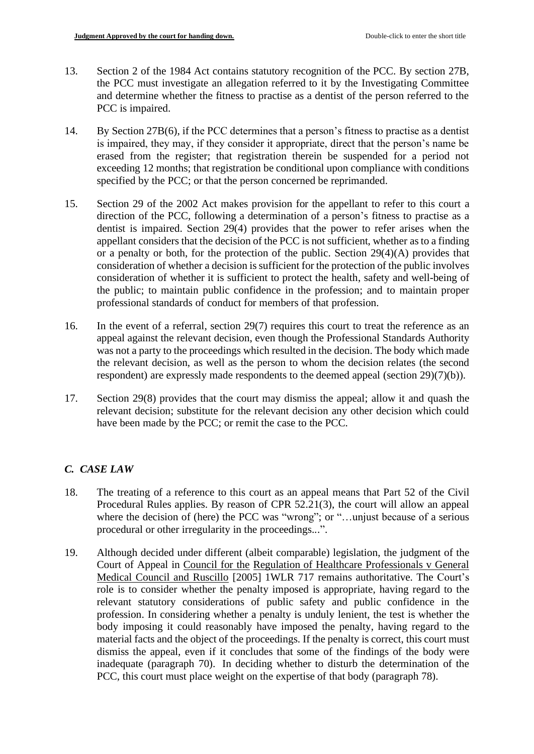13. Section 2 of the 1984 Act contains statutory recognition of the PCC. By section 27B, the PCC must investigate an allegation referred to it by the Investigating Committee and determine whether the fitness to practise as a dentist of the person referred to the PCC is impaired.

14. By Section 27B(6), if the PCC determines that a person's fitness to practise as a dentist is impaired, they may, if they consider it appropriate, direct that the person's name be erased from the register; that registration therein be suspended for a period not exceeding 12 months; that registration be conditional upon compliance with conditions specified by the PCC; or that the person concerned be reprimanded.

15. Section 29 of the 2002 Act makes provision for the appellant to refer to this court a direction of the PCC, following a determination of a person's fitness to practise as a dentist is impaired. Section 29(4) provides that the power to refer arises when the appellant considers that the decision of the PCC is not sufficient, whether as to a finding or a penalty or both, for the protection of the public. Section 29(4)(A) provides that consideration of whether a decision is sufficient for the protection of the public involves consideration of whether it is sufficient to protect the health, safety and well-being of the public; to maintain public confidence in the profession; and to maintain proper professional standards of conduct for members of that profession.

16. In the event of a referral, section 29(7) requires this court to treat the reference as an appeal against the relevant decision, even though the Professional Standards Authority was not a party to the proceedings which resulted in the decision. The body which made the relevant decision, as well as the person to whom the decision relates (the second respondent) are expressly made respondents to the deemed appeal (section 29)(7)(b)).

17. Section 29(8) provides that the court may dismiss the appeal; allow it and quash the relevant decision; substitute for the relevant decision any other decision which could have been made by the PCC; or remit the case to the PCC.

### *C. CASE LAW*

18. The treating of a reference to this court as an appeal means that Part 52 of the Civil Procedural Rules applies. By reason of CPR 52.21(3), the court will allow an appeal where the decision of (here) the PCC was "wrong"; or "…unjust because of a serious procedural or other irregularity in the proceedings...".

19. Although decided under different (albeit comparable) legislation, the judgment of the Court of Appeal in Council for the Regulation of Healthcare Professionals v General Medical Council and Ruscillo [2005] 1WLR 717 remains authoritative. The Court's role is to consider whether the penalty imposed is appropriate, having regard to the relevant statutory considerations of public safety and public confidence in the profession. In considering whether a penalty is unduly lenient, the test is whether the body imposing it could reasonably have imposed the penalty, having regard to the material facts and the object of the proceedings. If the penalty is correct, this court must dismiss the appeal, even if it concludes that some of the findings of the body were inadequate (paragraph 70). In deciding whether to disturb the determination of the PCC, this court must place weight on the expertise of that body (paragraph 78).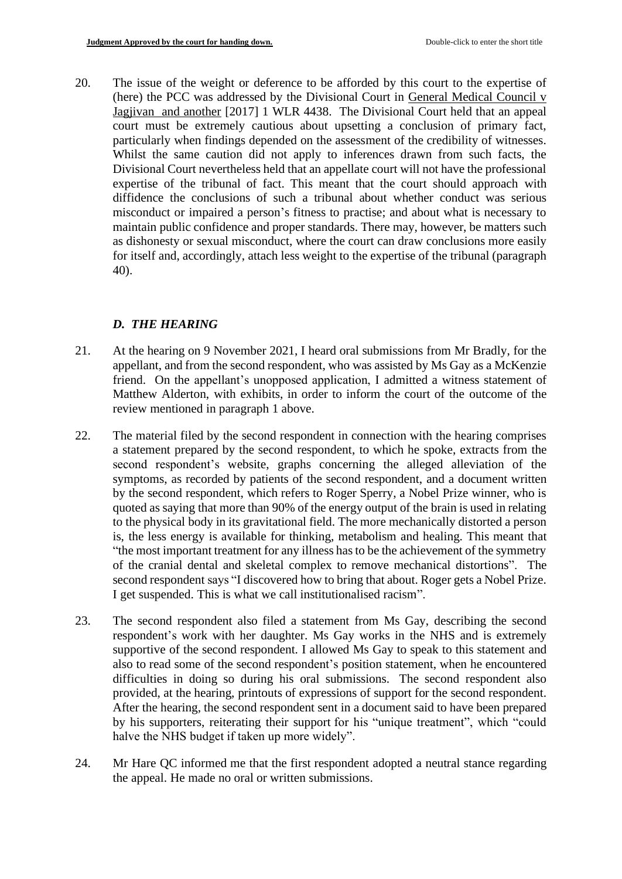20. The issue of the weight or deference to be afforded by this court to the expertise of (here) the PCC was addressed by the Divisional Court in General Medical Council v Jagjivan and another [2017] 1 WLR 4438. The Divisional Court held that an appeal court must be extremely cautious about upsetting a conclusion of primary fact, particularly when findings depended on the assessment of the credibility of witnesses. Whilst the same caution did not apply to inferences drawn from such facts, the Divisional Court nevertheless held that an appellate court will not have the professional expertise of the tribunal of fact. This meant that the court should approach with diffidence the conclusions of such a tribunal about whether conduct was serious misconduct or impaired a person's fitness to practise; and about what is necessary to maintain public confidence and proper standards. There may, however, be matters such as dishonesty or sexual misconduct, where the court can draw conclusions more easily for itself and, accordingly, attach less weight to the expertise of the tribunal (paragraph 40).

### *D. THE HEARING*

21. At the hearing on 9 November 2021, I heard oral submissions from Mr Bradly, for the appellant, and from the second respondent, who was assisted by Ms Gay as a McKenzie friend. On the appellant's unopposed application, I admitted a witness statement of Matthew Alderton, with exhibits, in order to inform the court of the outcome of the review mentioned in paragraph 1 above.

22. The material filed by the second respondent in connection with the hearing comprises a statement prepared by the second respondent, to which he spoke, extracts from the second respondent's website, graphs concerning the alleged alleviation of the symptoms, as recorded by patients of the second respondent, and a document written by the second respondent, which refers to Roger Sperry, a Nobel Prize winner, who is quoted as saying that more than 90% of the energy output of the brain is used in relating to the physical body in its gravitational field. The more mechanically distorted a person is, the less energy is available for thinking, metabolism and healing. This meant that "the most important treatment for any illness has to be the achievement of the symmetry of the cranial dental and skeletal complex to remove mechanical distortions". The second respondent says "I discovered how to bring that about. Roger gets a Nobel Prize. I get suspended. This is what we call institutionalised racism".

23. The second respondent also filed a statement from Ms Gay, describing the second respondent's work with her daughter. Ms Gay works in the NHS and is extremely supportive of the second respondent. I allowed Ms Gay to speak to this statement and also to read some of the second respondent's position statement, when he encountered difficulties in doing so during his oral submissions. The second respondent also provided, at the hearing, printouts of expressions of support for the second respondent. After the hearing, the second respondent sent in a document said to have been prepared by his supporters, reiterating their support for his "unique treatment", which "could halve the NHS budget if taken up more widely".

24. Mr Hare QC informed me that the first respondent adopted a neutral stance regarding the appeal. He made no oral or written submissions.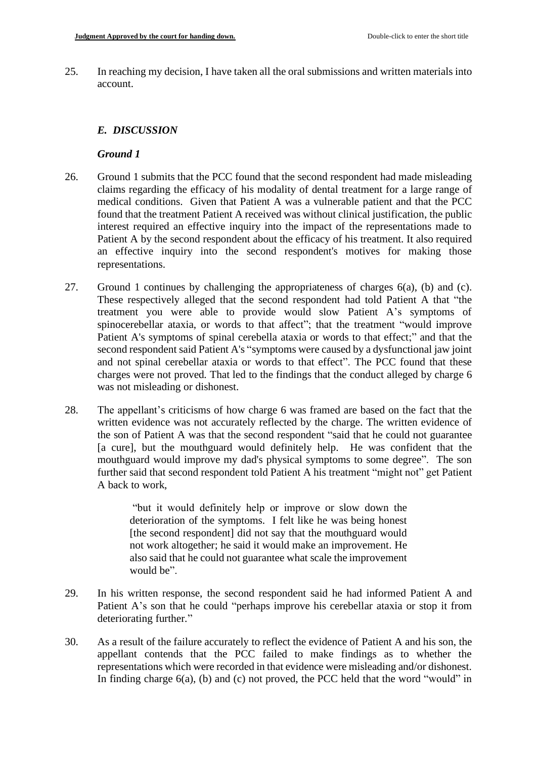25. In reaching my decision, I have taken all the oral submissions and written materials into account.

### *E. DISCUSSION*

### *Ground 1*

26. Ground 1 submits that the PCC found that the second respondent had made misleading claims regarding the efficacy of his modality of dental treatment for a large range of medical conditions. Given that Patient A was a vulnerable patient and that the PCC found that the treatment Patient A received was without clinical justification, the public interest required an effective inquiry into the impact of the representations made to Patient A by the second respondent about the efficacy of his treatment. It also required an effective inquiry into the second respondent's motives for making those representations.

27. Ground 1 continues by challenging the appropriateness of charges 6(a), (b) and (c). These respectively alleged that the second respondent had told Patient A that "the treatment you were able to provide would slow Patient A's symptoms of spinocerebellar ataxia, or words to that affect"; that the treatment "would improve Patient A's symptoms of spinal cerebella ataxia or words to that effect;" and that the second respondent said Patient A's "symptoms were caused by a dysfunctional jaw joint and not spinal cerebellar ataxia or words to that effect". The PCC found that these charges were not proved. That led to the findings that the conduct alleged by charge 6 was not misleading or dishonest.

28. The appellant's criticisms of how charge 6 was framed are based on the fact that the written evidence was not accurately reflected by the charge. The written evidence of the son of Patient A was that the second respondent "said that he could not guarantee [a cure], but the mouthguard would definitely help. He was confident that the mouthguard would improve my dad's physical symptoms to some degree". The son further said that second respondent told Patient A his treatment "might not" get Patient A back to work,

> "but it would definitely help or improve or slow down the deterioration of the symptoms. I felt like he was being honest [the second respondent] did not say that the mouthguard would not work altogether; he said it would make an improvement. He also said that he could not guarantee what scale the improvement would be".

29. In his written response, the second respondent said he had informed Patient A and Patient A's son that he could "perhaps improve his cerebellar ataxia or stop it from deteriorating further."

30. As a result of the failure accurately to reflect the evidence of Patient A and his son, the appellant contends that the PCC failed to make findings as to whether the representations which were recorded in that evidence were misleading and/or dishonest. In finding charge 6(a), (b) and (c) not proved, the PCC held that the word "would" in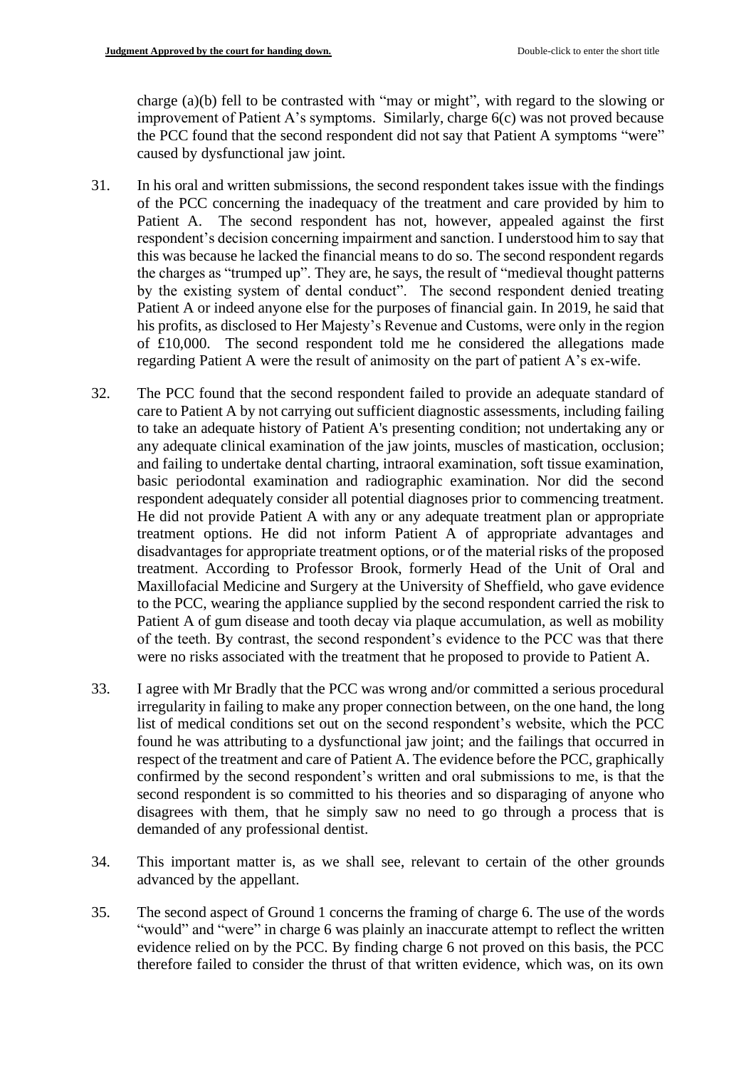charge (a)(b) fell to be contrasted with "may or might", with regard to the slowing or improvement of Patient A's symptoms. Similarly, charge 6(c) was not proved because the PCC found that the second respondent did not say that Patient A symptoms "were" caused by dysfunctional jaw joint.

31. In his oral and written submissions, the second respondent takes issue with the findings of the PCC concerning the inadequacy of the treatment and care provided by him to Patient A. The second respondent has not, however, appealed against the first respondent's decision concerning impairment and sanction. I understood him to say that this was because he lacked the financial means to do so. The second respondent regards the charges as "trumped up". They are, he says, the result of "medieval thought patterns by the existing system of dental conduct". The second respondent denied treating Patient A or indeed anyone else for the purposes of financial gain. In 2019, he said that his profits, as disclosed to Her Majesty's Revenue and Customs, were only in the region of £10,000. The second respondent told me he considered the allegations made regarding Patient A were the result of animosity on the part of patient A's ex-wife.

32. The PCC found that the second respondent failed to provide an adequate standard of care to Patient A by not carrying out sufficient diagnostic assessments, including failing to take an adequate history of Patient A's presenting condition; not undertaking any or any adequate clinical examination of the jaw joints, muscles of mastication, occlusion; and failing to undertake dental charting, intraoral examination, soft tissue examination, basic periodontal examination and radiographic examination. Nor did the second respondent adequately consider all potential diagnoses prior to commencing treatment. He did not provide Patient A with any or any adequate treatment plan or appropriate treatment options. He did not inform Patient A of appropriate advantages and disadvantages for appropriate treatment options, or of the material risks of the proposed treatment. According to Professor Brook, formerly Head of the Unit of Oral and Maxillofacial Medicine and Surgery at the University of Sheffield, who gave evidence to the PCC, wearing the appliance supplied by the second respondent carried the risk to Patient A of gum disease and tooth decay via plaque accumulation, as well as mobility of the teeth. By contrast, the second respondent's evidence to the PCC was that there were no risks associated with the treatment that he proposed to provide to Patient A.

33. I agree with Mr Bradly that the PCC was wrong and/or committed a serious procedural irregularity in failing to make any proper connection between, on the one hand, the long list of medical conditions set out on the second respondent's website, which the PCC found he was attributing to a dysfunctional jaw joint; and the failings that occurred in respect of the treatment and care of Patient A. The evidence before the PCC, graphically confirmed by the second respondent's written and oral submissions to me, is that the second respondent is so committed to his theories and so disparaging of anyone who disagrees with them, that he simply saw no need to go through a process that is demanded of any professional dentist.

34. This important matter is, as we shall see, relevant to certain of the other grounds advanced by the appellant.

35. The second aspect of Ground 1 concerns the framing of charge 6. The use of the words "would" and "were" in charge 6 was plainly an inaccurate attempt to reflect the written evidence relied on by the PCC. By finding charge 6 not proved on this basis, the PCC therefore failed to consider the thrust of that written evidence, which was, on its own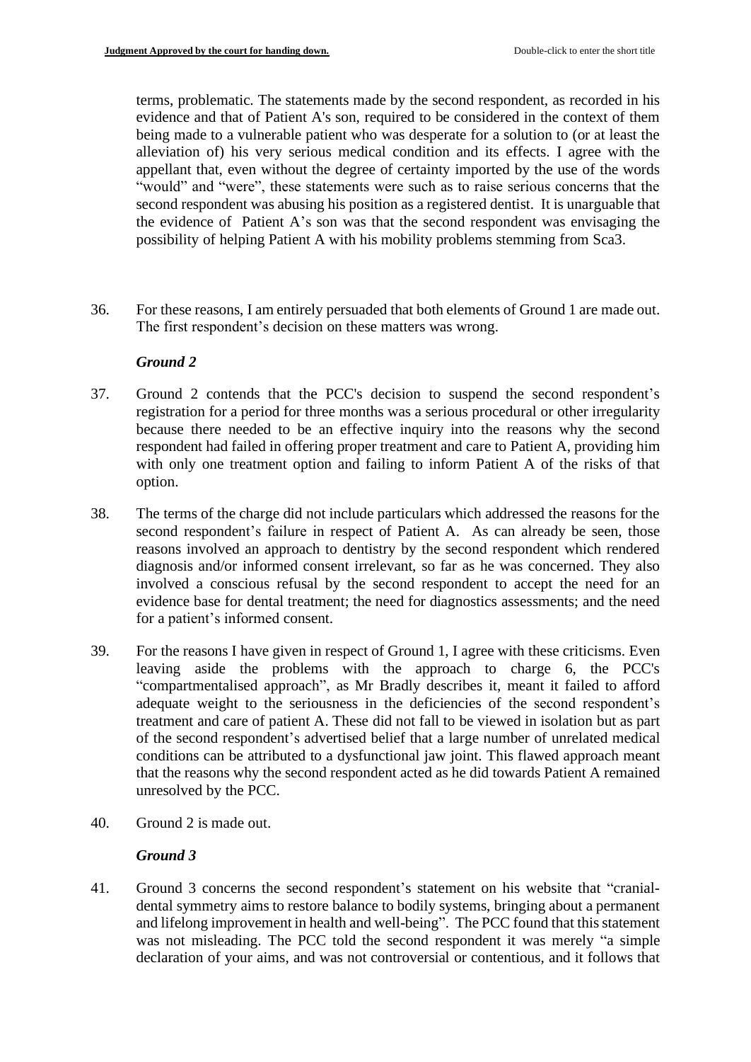terms, problematic. The statements made by the second respondent, as recorded in his evidence and that of Patient A's son, required to be considered in the context of them being made to a vulnerable patient who was desperate for a solution to (or at least the alleviation of) his very serious medical condition and its effects. I agree with the appellant that, even without the degree of certainty imported by the use of the words "would" and "were", these statements were such as to raise serious concerns that the second respondent was abusing his position as a registered dentist. It is unarguable that the evidence of Patient A's son was that the second respondent was envisaging the possibility of helping Patient A with his mobility problems stemming from Sca3.

36. For these reasons, I am entirely persuaded that both elements of Ground 1 are made out. The first respondent's decision on these matters was wrong.

### *Ground 2*

37. Ground 2 contends that the PCC's decision to suspend the second respondent's registration for a period for three months was a serious procedural or other irregularity because there needed to be an effective inquiry into the reasons why the second respondent had failed in offering proper treatment and care to Patient A, providing him with only one treatment option and failing to inform Patient A of the risks of that option.

38. The terms of the charge did not include particulars which addressed the reasons for the second respondent's failure in respect of Patient A. As can already be seen, those reasons involved an approach to dentistry by the second respondent which rendered diagnosis and/or informed consent irrelevant, so far as he was concerned. They also involved a conscious refusal by the second respondent to accept the need for an evidence base for dental treatment; the need for diagnostics assessments; and the need for a patient's informed consent.

39. For the reasons I have given in respect of Ground 1, I agree with these criticisms. Even leaving aside the problems with the approach to charge 6, the PCC's "compartmentalised approach", as Mr Bradly describes it, meant it failed to afford adequate weight to the seriousness in the deficiencies of the second respondent's treatment and care of patient A. These did not fall to be viewed in isolation but as part of the second respondent's advertised belief that a large number of unrelated medical conditions can be attributed to a dysfunctional jaw joint. This flawed approach meant that the reasons why the second respondent acted as he did towards Patient A remained unresolved by the PCC.

40. Ground 2 is made out.

### *Ground 3*

41. Ground 3 concerns the second respondent's statement on his website that "cranial-dental symmetry aims to restore balance to bodily systems, bringing about a permanent and lifelong improvement in health and well-being". The PCC found that this statement was not misleading. The PCC told the second respondent it was merely "a simple declaration of your aims, and was not controversial or contentious, and it follows that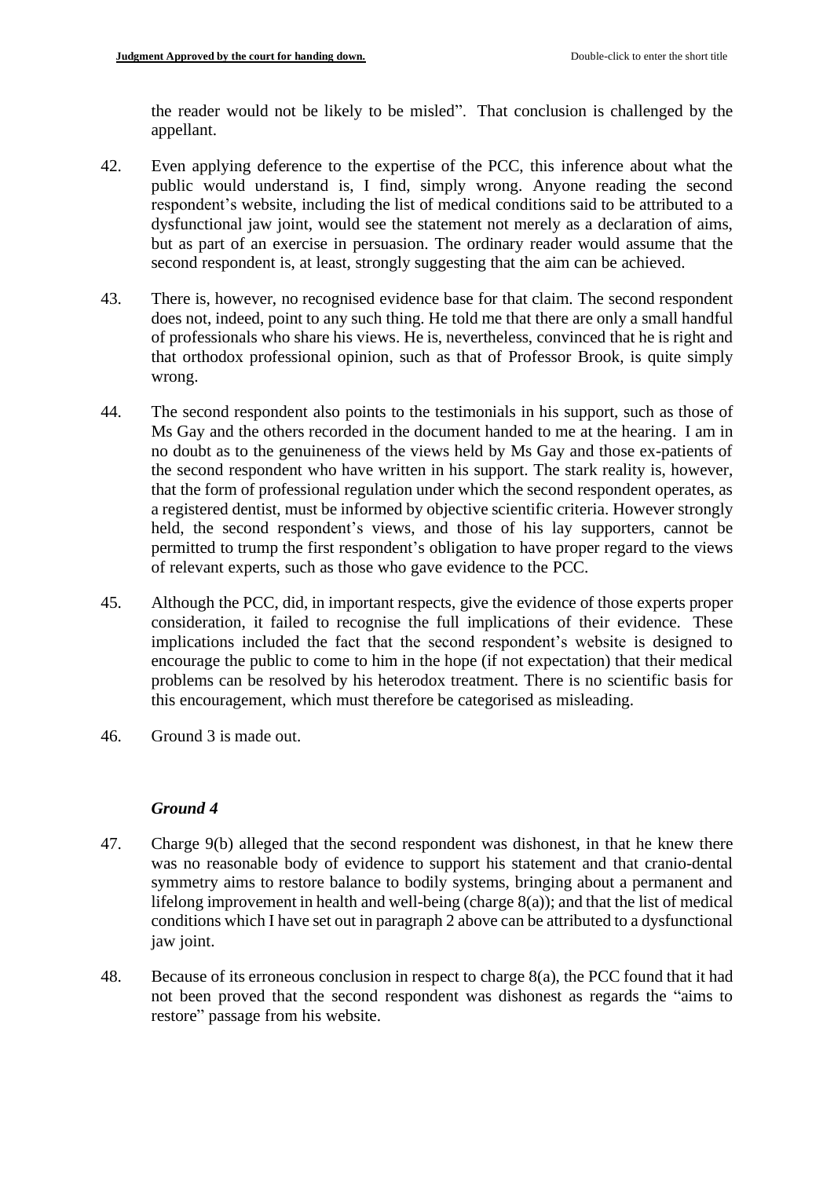the reader would not be likely to be misled". That conclusion is challenged by the appellant.

42. Even applying deference to the expertise of the PCC, this inference about what the public would understand is, I find, simply wrong. Anyone reading the second respondent's website, including the list of medical conditions said to be attributed to a dysfunctional jaw joint, would see the statement not merely as a declaration of aims, but as part of an exercise in persuasion. The ordinary reader would assume that the second respondent is, at least, strongly suggesting that the aim can be achieved.

43. There is, however, no recognised evidence base for that claim. The second respondent does not, indeed, point to any such thing. He told me that there are only a small handful of professionals who share his views. He is, nevertheless, convinced that he is right and that orthodox professional opinion, such as that of Professor Brook, is quite simply wrong.

44. The second respondent also points to the testimonials in his support, such as those of Ms Gay and the others recorded in the document handed to me at the hearing. I am in no doubt as to the genuineness of the views held by Ms Gay and those ex-patients of the second respondent who have written in his support. The stark reality is, however, that the form of professional regulation under which the second respondent operates, as a registered dentist, must be informed by objective scientific criteria. However strongly held, the second respondent's views, and those of his lay supporters, cannot be permitted to trump the first respondent's obligation to have proper regard to the views of relevant experts, such as those who gave evidence to the PCC.

45. Although the PCC, did, in important respects, give the evidence of those experts proper consideration, it failed to recognise the full implications of their evidence. These implications included the fact that the second respondent's website is designed to encourage the public to come to him in the hope (if not expectation) that their medical problems can be resolved by his heterodox treatment. There is no scientific basis for this encouragement, which must therefore be categorised as misleading.

46. Ground 3 is made out.

### *Ground 4*

47. Charge 9(b) alleged that the second respondent was dishonest, in that he knew there was no reasonable body of evidence to support his statement and that cranio-dental symmetry aims to restore balance to bodily systems, bringing about a permanent and lifelong improvement in health and well-being (charge 8(a)); and that the list of medical conditions which I have set out in paragraph 2 above can be attributed to a dysfunctional jaw joint.

48. Because of its erroneous conclusion in respect to charge 8(a), the PCC found that it had not been proved that the second respondent was dishonest as regards the "aims to restore" passage from his website.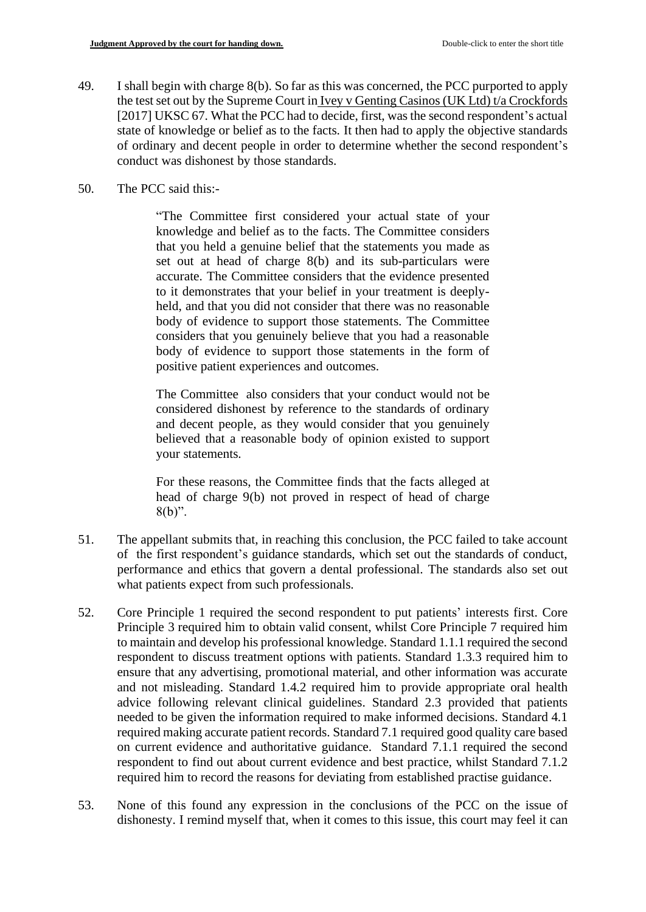49. I shall begin with charge 8(b). So far as this was concerned, the PCC purported to apply the test set out by the Supreme Court in Ivey v Genting Casinos (UK Ltd) t/a Crockfords [2017] UKSC 67. What the PCC had to decide, first, was the second respondent's actual state of knowledge or belief as to the facts. It then had to apply the objective standards of ordinary and decent people in order to determine whether the second respondent's conduct was dishonest by those standards.

50. The PCC said this:-

> "The Committee first considered your actual state of your knowledge and belief as to the facts. The Committee considers that you held a genuine belief that the statements you made as set out at head of charge 8(b) and its sub-particulars were accurate. The Committee considers that the evidence presented to it demonstrates that your belief in your treatment is deeply-held, and that you did not consider that there was no reasonable body of evidence to support those statements. The Committee considers that you genuinely believe that you had a reasonable body of evidence to support those statements in the form of positive patient experiences and outcomes.
>
> The Committee also considers that your conduct would not be considered dishonest by reference to the standards of ordinary and decent people, as they would consider that you genuinely believed that a reasonable body of opinion existed to support your statements.
>
> For these reasons, the Committee finds that the facts alleged at head of charge 9(b) not proved in respect of head of charge 8(b)".

51. The appellant submits that, in reaching this conclusion, the PCC failed to take account of the first respondent's guidance standards, which set out the standards of conduct, performance and ethics that govern a dental professional. The standards also set out what patients expect from such professionals.

52. Core Principle 1 required the second respondent to put patients' interests first. Core Principle 3 required him to obtain valid consent, whilst Core Principle 7 required him to maintain and develop his professional knowledge. Standard 1.1.1 required the second respondent to discuss treatment options with patients. Standard 1.3.3 required him to ensure that any advertising, promotional material, and other information was accurate and not misleading. Standard 1.4.2 required him to provide appropriate oral health advice following relevant clinical guidelines. Standard 2.3 provided that patients needed to be given the information required to make informed decisions. Standard 4.1 required making accurate patient records. Standard 7.1 required good quality care based on current evidence and authoritative guidance. Standard 7.1.1 required the second respondent to find out about current evidence and best practice, whilst Standard 7.1.2 required him to record the reasons for deviating from established practise guidance.

53. None of this found any expression in the conclusions of the PCC on the issue of dishonesty. I remind myself that, when it comes to this issue, this court may feel it can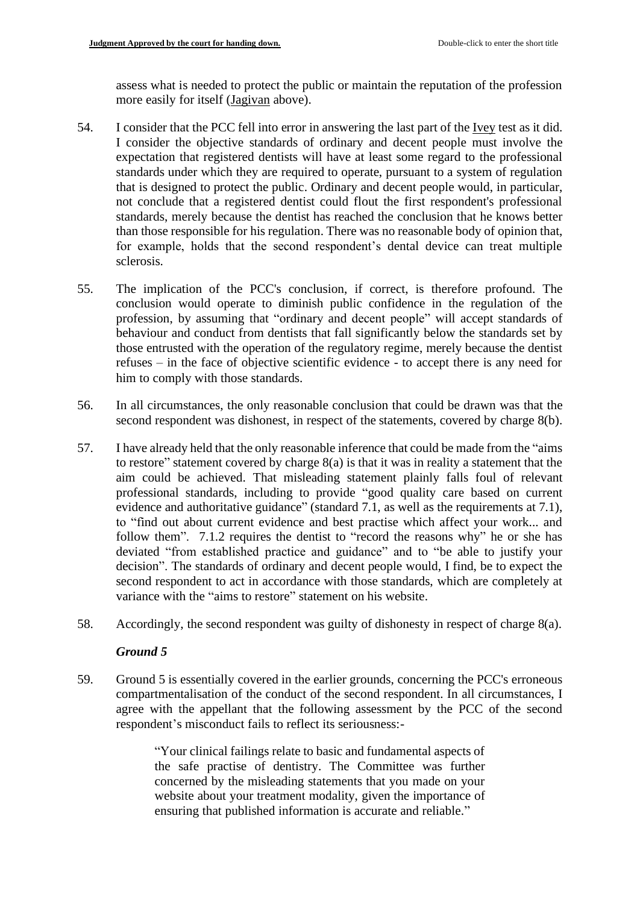assess what is needed to protect the public or maintain the reputation of the profession more easily for itself (Jagivan above).

54. I consider that the PCC fell into error in answering the last part of the Ivey test as it did. I consider the objective standards of ordinary and decent people must involve the expectation that registered dentists will have at least some regard to the professional standards under which they are required to operate, pursuant to a system of regulation that is designed to protect the public. Ordinary and decent people would, in particular, not conclude that a registered dentist could flout the first respondent's professional standards, merely because the dentist has reached the conclusion that he knows better than those responsible for his regulation. There was no reasonable body of opinion that, for example, holds that the second respondent's dental device can treat multiple sclerosis.

55. The implication of the PCC's conclusion, if correct, is therefore profound. The conclusion would operate to diminish public confidence in the regulation of the profession, by assuming that "ordinary and decent people" will accept standards of behaviour and conduct from dentists that fall significantly below the standards set by those entrusted with the operation of the regulatory regime, merely because the dentist refuses – in the face of objective scientific evidence - to accept there is any need for him to comply with those standards.

56. In all circumstances, the only reasonable conclusion that could be drawn was that the second respondent was dishonest, in respect of the statements, covered by charge 8(b).

57. I have already held that the only reasonable inference that could be made from the "aims to restore" statement covered by charge 8(a) is that it was in reality a statement that the aim could be achieved. That misleading statement plainly falls foul of relevant professional standards, including to provide "good quality care based on current evidence and authoritative guidance" (standard 7.1, as well as the requirements at 7.1), to "find out about current evidence and best practise which affect your work... and follow them". 7.1.2 requires the dentist to "record the reasons why" he or she has deviated "from established practice and guidance" and to "be able to justify your decision". The standards of ordinary and decent people would, I find, be to expect the second respondent to act in accordance with those standards, which are completely at variance with the "aims to restore" statement on his website.

58. Accordingly, the second respondent was guilty of dishonesty in respect of charge 8(a).

### *Ground 5*

59. Ground 5 is essentially covered in the earlier grounds, concerning the PCC's erroneous compartmentalisation of the conduct of the second respondent. In all circumstances, I agree with the appellant that the following assessment by the PCC of the second respondent's misconduct fails to reflect its seriousness:-

> "Your clinical failings relate to basic and fundamental aspects of the safe practise of dentistry. The Committee was further concerned by the misleading statements that you made on your website about your treatment modality, given the importance of ensuring that published information is accurate and reliable."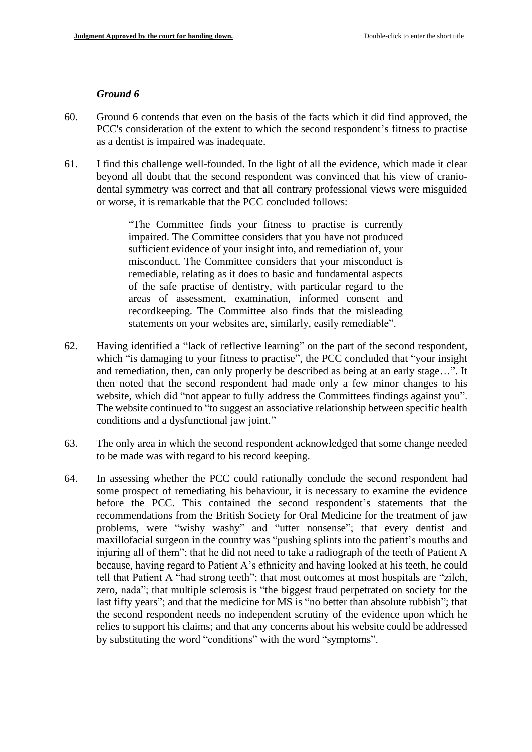### *Ground 6*

60. Ground 6 contends that even on the basis of the facts which it did find approved, the PCC's consideration of the extent to which the second respondent's fitness to practise as a dentist is impaired was inadequate.

61. I find this challenge well-founded. In the light of all the evidence, which made it clear beyond all doubt that the second respondent was convinced that his view of cranio-dental symmetry was correct and that all contrary professional views were misguided or worse, it is remarkable that the PCC concluded follows:

> "The Committee finds your fitness to practise is currently impaired. The Committee considers that you have not produced sufficient evidence of your insight into, and remediation of, your misconduct. The Committee considers that your misconduct is remediable, relating as it does to basic and fundamental aspects of the safe practise of dentistry, with particular regard to the areas of assessment, examination, informed consent and recordkeeping. The Committee also finds that the misleading statements on your websites are, similarly, easily remediable".

62. Having identified a "lack of reflective learning" on the part of the second respondent, which "is damaging to your fitness to practise", the PCC concluded that "your insight and remediation, then, can only properly be described as being at an early stage…". It then noted that the second respondent had made only a few minor changes to his website, which did "not appear to fully address the Committees findings against you". The website continued to "to suggest an associative relationship between specific health conditions and a dysfunctional jaw joint."

63. The only area in which the second respondent acknowledged that some change needed to be made was with regard to his record keeping.

64. In assessing whether the PCC could rationally conclude the second respondent had some prospect of remediating his behaviour, it is necessary to examine the evidence before the PCC. This contained the second respondent's statements that the recommendations from the British Society for Oral Medicine for the treatment of jaw problems, were "wishy washy" and "utter nonsense"; that every dentist and maxillofacial surgeon in the country was "pushing splints into the patient's mouths and injuring all of them"; that he did not need to take a radiograph of the teeth of Patient A because, having regard to Patient A's ethnicity and having looked at his teeth, he could tell that Patient A "had strong teeth"; that most outcomes at most hospitals are "zilch, zero, nada"; that multiple sclerosis is "the biggest fraud perpetrated on society for the last fifty years"; and that the medicine for MS is "no better than absolute rubbish"; that the second respondent needs no independent scrutiny of the evidence upon which he relies to support his claims; and that any concerns about his website could be addressed by substituting the word "conditions" with the word "symptoms".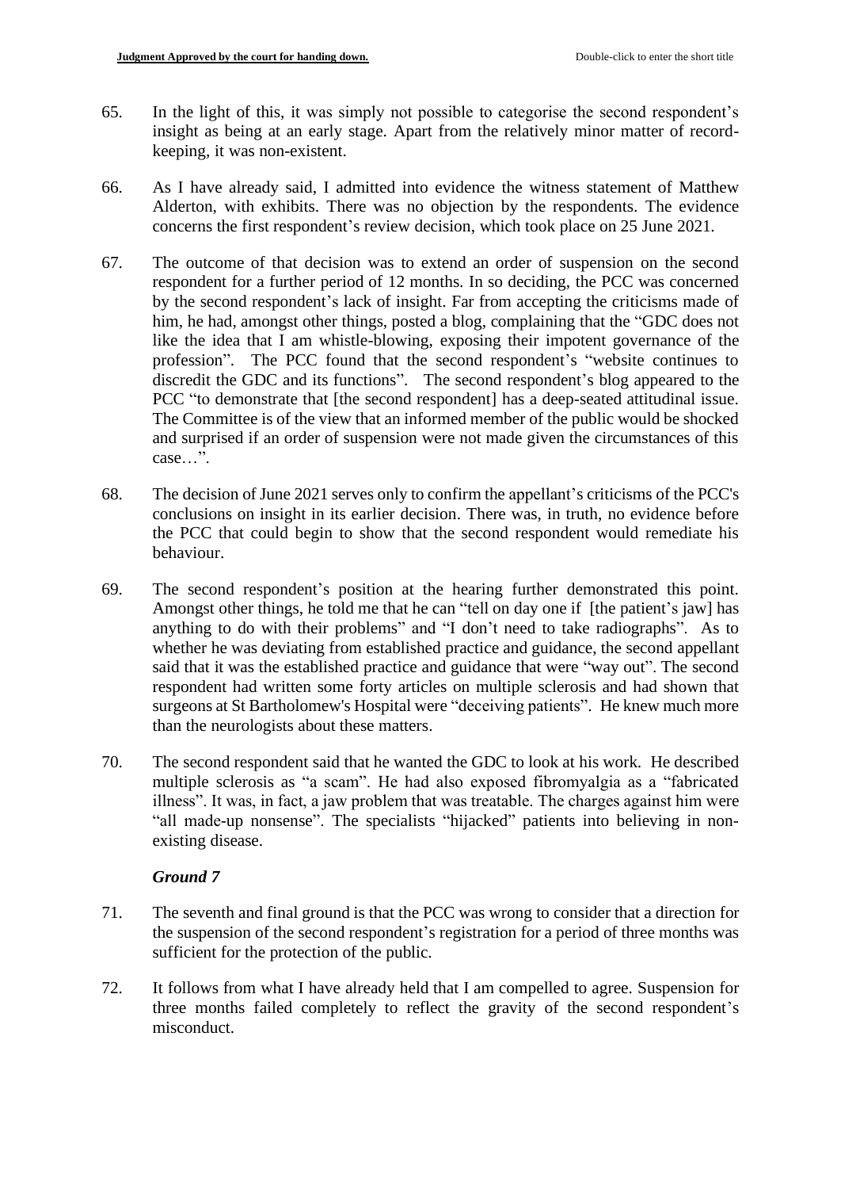65. In the light of this, it was simply not possible to categorise the second respondent's insight as being at an early stage. Apart from the relatively minor matter of record-keeping, it was non-existent.

66. As I have already said, I admitted into evidence the witness statement of Matthew Alderton, with exhibits. There was no objection by the respondents. The evidence concerns the first respondent's review decision, which took place on 25 June 2021.

67. The outcome of that decision was to extend an order of suspension on the second respondent for a further period of 12 months. In so deciding, the PCC was concerned by the second respondent's lack of insight. Far from accepting the criticisms made of him, he had, amongst other things, posted a blog, complaining that the "GDC does not like the idea that I am whistle-blowing, exposing their impotent governance of the profession". The PCC found that the second respondent's "website continues to discredit the GDC and its functions". The second respondent's blog appeared to the PCC "to demonstrate that [the second respondent] has a deep-seated attitudinal issue. The Committee is of the view that an informed member of the public would be shocked and surprised if an order of suspension were not made given the circumstances of this case…".

68. The decision of June 2021 serves only to confirm the appellant's criticisms of the PCC's conclusions on insight in its earlier decision. There was, in truth, no evidence before the PCC that could begin to show that the second respondent would remediate his behaviour.

69. The second respondent's position at the hearing further demonstrated this point. Amongst other things, he told me that he can "tell on day one if [the patient's jaw] has anything to do with their problems" and "I don't need to take radiographs". As to whether he was deviating from established practice and guidance, the second appellant said that it was the established practice and guidance that were "way out". The second respondent had written some forty articles on multiple sclerosis and had shown that surgeons at St Bartholomew's Hospital were "deceiving patients". He knew much more than the neurologists about these matters.

70. The second respondent said that he wanted the GDC to look at his work. He described multiple sclerosis as "a scam". He had also exposed fibromyalgia as a "fabricated illness". It was, in fact, a jaw problem that was treatable. The charges against him were "all made-up nonsense". The specialists "hijacked" patients into believing in non-existing disease.

### *Ground 7*

71. The seventh and final ground is that the PCC was wrong to consider that a direction for the suspension of the second respondent's registration for a period of three months was sufficient for the protection of the public.

72. It follows from what I have already held that I am compelled to agree. Suspension for three months failed completely to reflect the gravity of the second respondent's misconduct.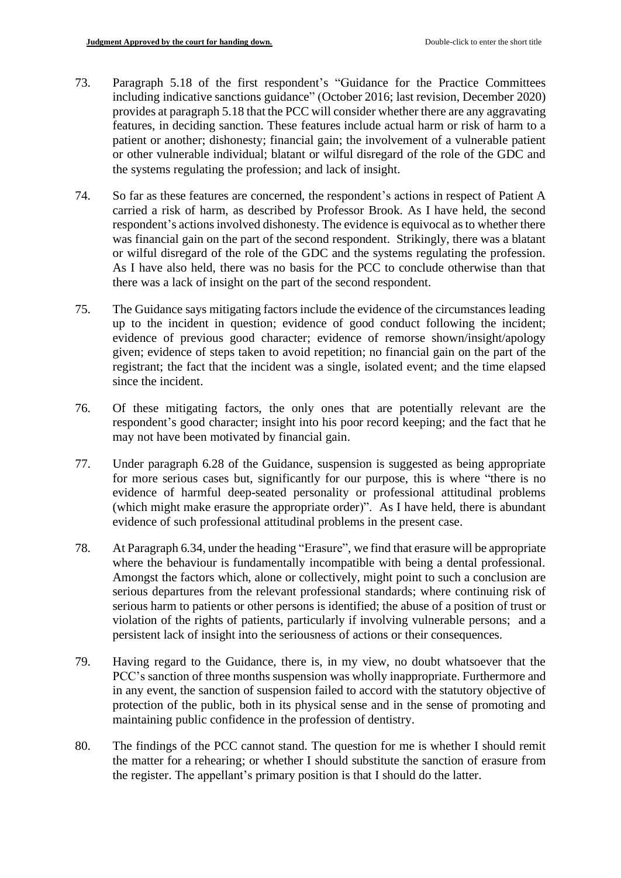73. Paragraph 5.18 of the first respondent's "Guidance for the Practice Committees including indicative sanctions guidance" (October 2016; last revision, December 2020) provides at paragraph 5.18 that the PCC will consider whether there are any aggravating features, in deciding sanction. These features include actual harm or risk of harm to a patient or another; dishonesty; financial gain; the involvement of a vulnerable patient or other vulnerable individual; blatant or wilful disregard of the role of the GDC and the systems regulating the profession; and lack of insight.

74. So far as these features are concerned, the respondent's actions in respect of Patient A carried a risk of harm, as described by Professor Brook. As I have held, the second respondent's actions involved dishonesty. The evidence is equivocal as to whether there was financial gain on the part of the second respondent. Strikingly, there was a blatant or wilful disregard of the role of the GDC and the systems regulating the profession. As I have also held, there was no basis for the PCC to conclude otherwise than that there was a lack of insight on the part of the second respondent.

75. The Guidance says mitigating factors include the evidence of the circumstances leading up to the incident in question; evidence of good conduct following the incident; evidence of previous good character; evidence of remorse shown/insight/apology given; evidence of steps taken to avoid repetition; no financial gain on the part of the registrant; the fact that the incident was a single, isolated event; and the time elapsed since the incident.

76. Of these mitigating factors, the only ones that are potentially relevant are the respondent's good character; insight into his poor record keeping; and the fact that he may not have been motivated by financial gain.

77. Under paragraph 6.28 of the Guidance, suspension is suggested as being appropriate for more serious cases but, significantly for our purpose, this is where "there is no evidence of harmful deep-seated personality or professional attitudinal problems (which might make erasure the appropriate order)". As I have held, there is abundant evidence of such professional attitudinal problems in the present case.

78. At Paragraph 6.34, under the heading "Erasure", we find that erasure will be appropriate where the behaviour is fundamentally incompatible with being a dental professional. Amongst the factors which, alone or collectively, might point to such a conclusion are serious departures from the relevant professional standards; where continuing risk of serious harm to patients or other persons is identified; the abuse of a position of trust or violation of the rights of patients, particularly if involving vulnerable persons; and a persistent lack of insight into the seriousness of actions or their consequences.

79. Having regard to the Guidance, there is, in my view, no doubt whatsoever that the PCC's sanction of three months suspension was wholly inappropriate. Furthermore and in any event, the sanction of suspension failed to accord with the statutory objective of protection of the public, both in its physical sense and in the sense of promoting and maintaining public confidence in the profession of dentistry.

80. The findings of the PCC cannot stand. The question for me is whether I should remit the matter for a rehearing; or whether I should substitute the sanction of erasure from the register. The appellant's primary position is that I should do the latter.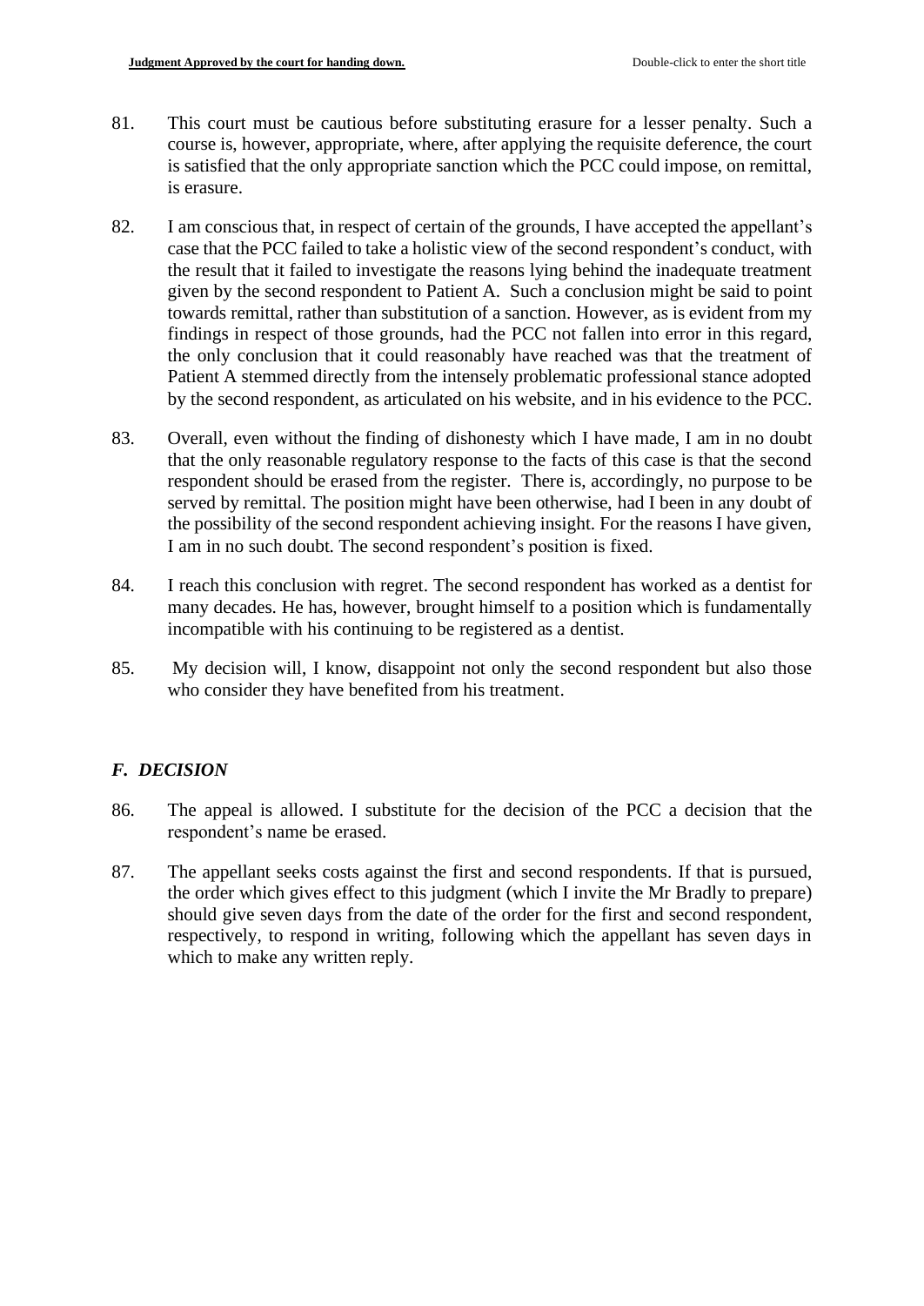81. This court must be cautious before substituting erasure for a lesser penalty. Such a course is, however, appropriate, where, after applying the requisite deference, the court is satisfied that the only appropriate sanction which the PCC could impose, on remittal, is erasure.

82. I am conscious that, in respect of certain of the grounds, I have accepted the appellant's case that the PCC failed to take a holistic view of the second respondent's conduct, with the result that it failed to investigate the reasons lying behind the inadequate treatment given by the second respondent to Patient A. Such a conclusion might be said to point towards remittal, rather than substitution of a sanction. However, as is evident from my findings in respect of those grounds, had the PCC not fallen into error in this regard, the only conclusion that it could reasonably have reached was that the treatment of Patient A stemmed directly from the intensely problematic professional stance adopted by the second respondent, as articulated on his website, and in his evidence to the PCC.

83. Overall, even without the finding of dishonesty which I have made, I am in no doubt that the only reasonable regulatory response to the facts of this case is that the second respondent should be erased from the register. There is, accordingly, no purpose to be served by remittal. The position might have been otherwise, had I been in any doubt of the possibility of the second respondent achieving insight. For the reasons I have given, I am in no such doubt. The second respondent's position is fixed.

84. I reach this conclusion with regret. The second respondent has worked as a dentist for many decades. He has, however, brought himself to a position which is fundamentally incompatible with his continuing to be registered as a dentist.

85. My decision will, I know, disappoint not only the second respondent but also those who consider they have benefited from his treatment.

## *F. DECISION*

86. The appeal is allowed. I substitute for the decision of the PCC a decision that the respondent's name be erased.

87. The appellant seeks costs against the first and second respondents. If that is pursued, the order which gives effect to this judgment (which I invite the Mr Bradly to prepare) should give seven days from the date of the order for the first and second respondent, respectively, to respond in writing, following which the appellant has seven days in which to make any written reply.